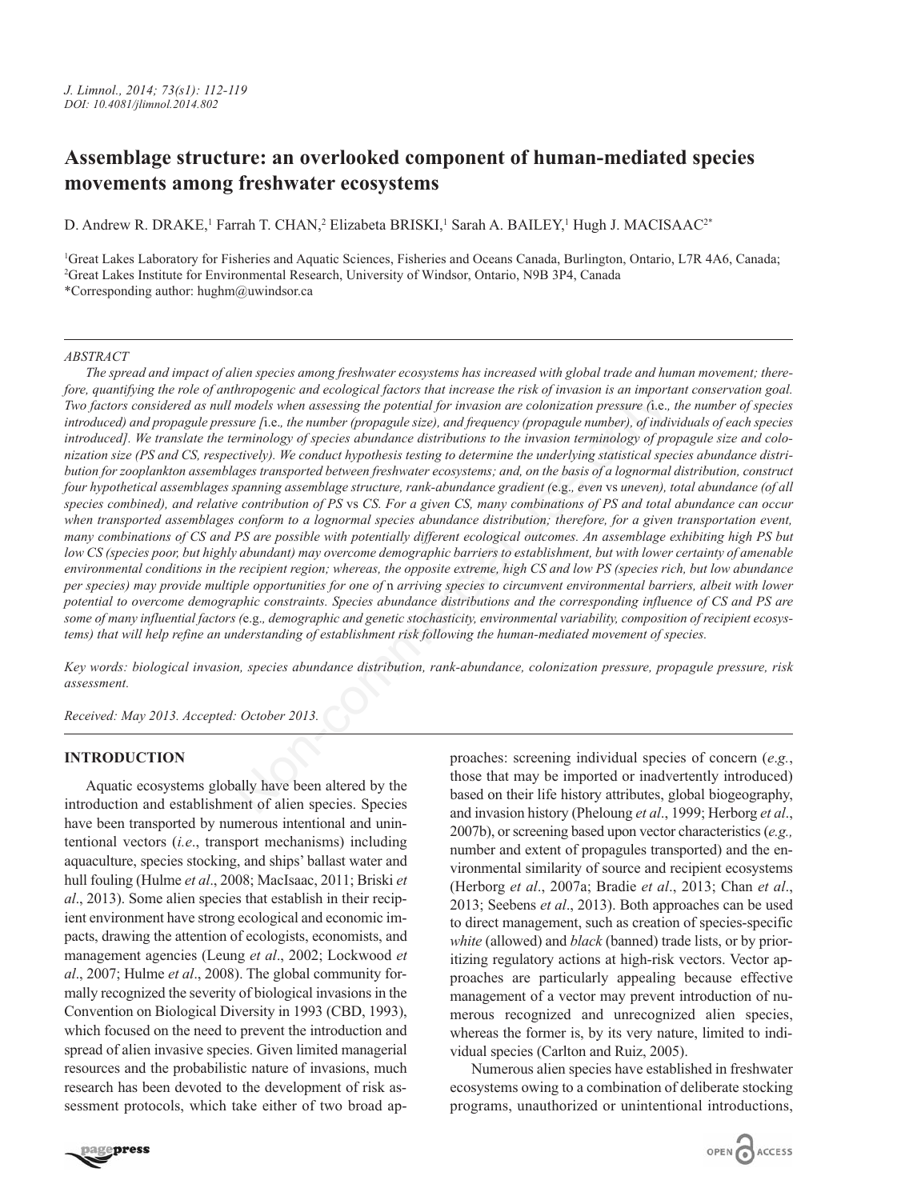J. Limnol., 2014; 73(s1): 112-119
DOI: 10.4081/jlimnol.2014.802

# Assemblage structure: an overlooked component of human-mediated species movements among freshwater ecosystems

D. Andrew R. DRAKE,[1] Farrah T. CHAN,[2] Elizabeta BRISKI,[1] Sarah A. BAILEY,[1] Hugh J. MACISAAC[2*]

[1]Great Lakes Laboratory for Fisheries and Aquatic Sciences, Fisheries and Oceans Canada, Burlington, Ontario, L7R 4A6, Canada; [2]Great Lakes Institute for Environmental Research, University of Windsor, Ontario, N9B 3P4, Canada
*Corresponding author: hughm@uwindsor.ca

## ABSTRACT

*The spread and impact of alien species among freshwater ecosystems has increased with global trade and human movement; therefore, quantifying the role of anthropogenic and ecological factors that increase the risk of invasion is an important conservation goal. Two factors considered as null models when assessing the potential for invasion are colonization pressure (*i.e*., the number of species introduced) and propagule pressure [*i.e*., the number (propagule size), and frequency (propagule number), of individuals of each species introduced]. We translate the terminology of species abundance distributions to the invasion terminology of propagule size and colonization size (PS and CS, respectively). We conduct hypothesis testing to determine the underlying statistical species abundance distribution for zooplankton assemblages transported between freshwater ecosystems; and, on the basis of a lognormal distribution, construct four hypothetical assemblages spanning assemblage structure, rank-abundance gradient (*e.g*., *even* vs *uneven*), total abundance (of all species combined), and relative contribution of PS* vs *CS. For a given CS, many combinations of PS and total abundance can occur when transported assemblages conform to a lognormal species abundance distribution; therefore, for a given transportation event, many combinations of CS and PS are possible with potentially different ecological outcomes. An assemblage exhibiting high PS but low CS (species poor, but highly abundant) may overcome demographic barriers to establishment, but with lower certainty of amenable environmental conditions in the recipient region; whereas, the opposite extreme, high CS and low PS (species rich, but low abundance per species) may provide multiple opportunities for one of* n *arriving species to circumvent environmental barriers, albeit with lower potential to overcome demographic constraints. Species abundance distributions and the corresponding influence of CS and PS are some of many influential factors (*e.g*., demographic and genetic stochasticity, environmental variability, composition of recipient ecosystems) that will help refine an understanding of establishment risk following the human-mediated movement of species.*

*Key words: biological invasion, species abundance distribution, rank-abundance, colonization pressure, propagule pressure, risk assessment.*

*Received: May 2013. Accepted: October 2013.*

## INTRODUCTION

Aquatic ecosystems globally have been altered by the introduction and establishment of alien species. Species have been transported by numerous intentional and unintentional vectors (*i.e*., transport mechanisms) including aquaculture, species stocking, and ships' ballast water and hull fouling (Hulme *et al*., 2008; MacIsaac, 2011; Briski *et al*., 2013). Some alien species that establish in their recipient environment have strong ecological and economic impacts, drawing the attention of ecologists, economists, and management agencies (Leung *et al*., 2002; Lockwood *et al*., 2007; Hulme *et al*., 2008). The global community formally recognized the severity of biological invasions in the Convention on Biological Diversity in 1993 (CBD, 1993), which focused on the need to prevent the introduction and spread of alien invasive species. Given limited managerial resources and the probabilistic nature of invasions, much research has been devoted to the development of risk assessment protocols, which take either of two broad approaches: screening individual species of concern (*e.g.*, those that may be imported or inadvertently introduced) based on their life history attributes, global biogeography, and invasion history (Pheloung *et al*., 1999; Herborg *et al*., 2007b), or screening based upon vector characteristics (*e.g.,* number and extent of propagules transported) and the environmental similarity of source and recipient ecosystems (Herborg *et al*., 2007a; Bradie *et al*., 2013; Chan *et al*., 2013; Seebens *et al*., 2013). Both approaches can be used to direct management, such as creation of species-specific *white* (allowed) and *black* (banned) trade lists, or by prioritizing regulatory actions at high-risk vectors. Vector approaches are particularly appealing because effective management of a vector may prevent introduction of numerous recognized and unrecognized alien species, whereas the former is, by its very nature, limited to individual species (Carlton and Ruiz, 2005).

Numerous alien species have established in freshwater ecosystems owing to a combination of deliberate stocking programs, unauthorized or unintentional introductions,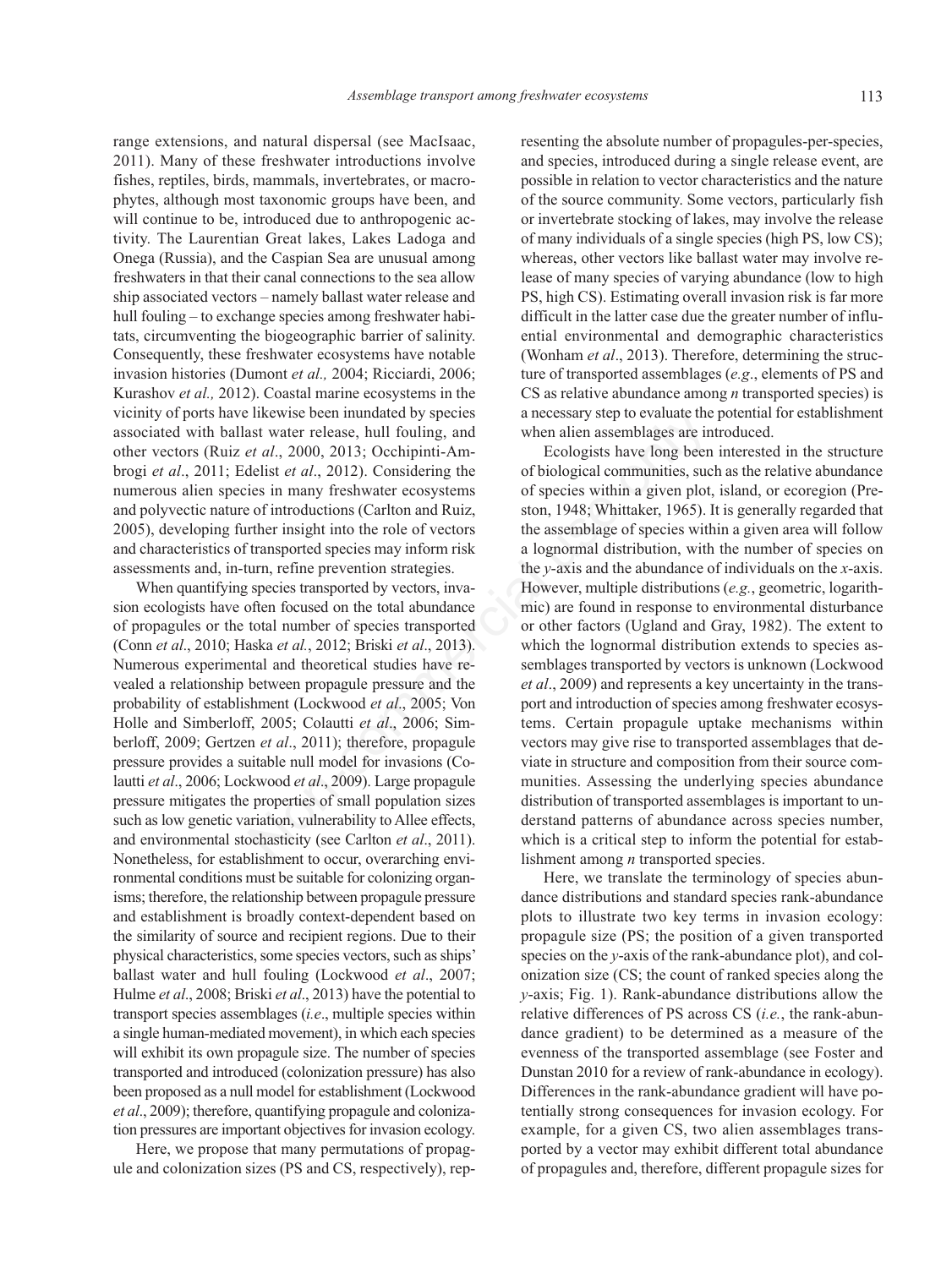range extensions, and natural dispersal (see MacIsaac, 2011). Many of these freshwater introductions involve fishes, reptiles, birds, mammals, invertebrates, or macrophytes, although most taxonomic groups have been, and will continue to be, introduced due to anthropogenic activity. The Laurentian Great lakes, Lakes Ladoga and Onega (Russia), and the Caspian Sea are unusual among freshwaters in that their canal connections to the sea allow ship associated vectors – namely ballast water release and hull fouling – to exchange species among freshwater habitats, circumventing the biogeographic barrier of salinity. Consequently, these freshwater ecosystems have notable invasion histories (Dumont *et al.,* 2004; Ricciardi, 2006; Kurashov *et al.,* 2012). Coastal marine ecosystems in the vicinity of ports have likewise been inundated by species associated with ballast water release, hull fouling, and other vectors (Ruiz *et al*., 2000, 2013; Occhipinti-Ambrogi *et al*., 2011; Edelist *et al*., 2012). Considering the numerous alien species in many freshwater ecosystems and polyvectic nature of introductions (Carlton and Ruiz, 2005), developing further insight into the role of vectors and characteristics of transported species may inform risk assessments and, in-turn, refine prevention strategies.

When quantifying species transported by vectors, invasion ecologists have often focused on the total abundance of propagules or the total number of species transported (Conn *et al*., 2010; Haska *et al.*, 2012; Briski *et al*., 2013). Numerous experimental and theoretical studies have revealed a relationship between propagule pressure and the probability of establishment (Lockwood *et al*., 2005; Von Holle and Simberloff, 2005; Colautti *et al*., 2006; Simberloff, 2009; Gertzen *et al*., 2011); therefore, propagule pressure provides a suitable null model for invasions (Colautti *et al*., 2006; Lockwood *et al*., 2009). Large propagule pressure mitigates the properties of small population sizes such as low genetic variation, vulnerability to Allee effects, and environmental stochasticity (see Carlton *et al*., 2011). Nonetheless, for establishment to occur, overarching environmental conditions must be suitable for colonizing organisms; therefore, the relationship between propagule pressure and establishment is broadly context-dependent based on the similarity of source and recipient regions. Due to their physical characteristics, some species vectors, such as ships' ballast water and hull fouling (Lockwood *et al*., 2007; Hulme *et al*., 2008; Briski *et al*., 2013) have the potential to transport species assemblages (*i.e*., multiple species within a single human-mediated movement), in which each species will exhibit its own propagule size. The number of species transported and introduced (colonization pressure) has also been proposed as a null model for establishment (Lockwood *et al*., 2009); therefore, quantifying propagule and colonization pressures are important objectives for invasion ecology.

Here, we propose that many permutations of propagule and colonization sizes (PS and CS, respectively), representing the absolute number of propagules-per-species, and species, introduced during a single release event, are possible in relation to vector characteristics and the nature of the source community. Some vectors, particularly fish or invertebrate stocking of lakes, may involve the release of many individuals of a single species (high PS, low CS); whereas, other vectors like ballast water may involve release of many species of varying abundance (low to high PS, high CS). Estimating overall invasion risk is far more difficult in the latter case due the greater number of influential environmental and demographic characteristics (Wonham *et al*., 2013). Therefore, determining the structure of transported assemblages (*e.g*., elements of PS and CS as relative abundance among *n* transported species) is a necessary step to evaluate the potential for establishment when alien assemblages are introduced.

Ecologists have long been interested in the structure of biological communities, such as the relative abundance of species within a given plot, island, or ecoregion (Preston, 1948; Whittaker, 1965). It is generally regarded that the assemblage of species within a given area will follow a lognormal distribution, with the number of species on the *y*-axis and the abundance of individuals on the *x*-axis. However, multiple distributions (*e.g.*, geometric, logarithmic) are found in response to environmental disturbance or other factors (Ugland and Gray, 1982). The extent to which the lognormal distribution extends to species assemblages transported by vectors is unknown (Lockwood *et al*., 2009) and represents a key uncertainty in the transport and introduction of species among freshwater ecosystems. Certain propagule uptake mechanisms within vectors may give rise to transported assemblages that deviate in structure and composition from their source communities. Assessing the underlying species abundance distribution of transported assemblages is important to understand patterns of abundance across species number, which is a critical step to inform the potential for establishment among *n* transported species.

Here, we translate the terminology of species abundance distributions and standard species rank-abundance plots to illustrate two key terms in invasion ecology: propagule size (PS; the position of a given transported species on the *y*-axis of the rank-abundance plot), and colonization size (CS; the count of ranked species along the *y*-axis; Fig. 1). Rank-abundance distributions allow the relative differences of PS across CS (*i.e.*, the rank-abundance gradient) to be determined as a measure of the evenness of the transported assemblage (see Foster and Dunstan 2010 for a review of rank-abundance in ecology). Differences in the rank-abundance gradient will have potentially strong consequences for invasion ecology. For example, for a given CS, two alien assemblages transported by a vector may exhibit different total abundance of propagules and, therefore, different propagule sizes for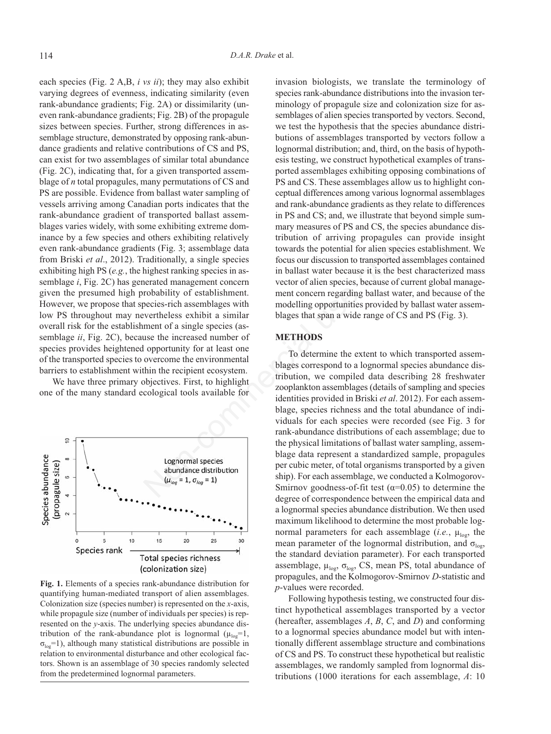each species (Fig. 2 A,B, *i vs ii*); they may also exhibit varying degrees of evenness, indicating similarity (even rank-abundance gradients; Fig. 2A) or dissimilarity (uneven rank-abundance gradients; Fig. 2B) of the propagule sizes between species. Further, strong differences in assemblage structure, demonstrated by opposing rank-abundance gradients and relative contributions of CS and PS, can exist for two assemblages of similar total abundance (Fig. 2C), indicating that, for a given transported assemblage of *n* total propagules, many permutations of CS and PS are possible. Evidence from ballast water sampling of vessels arriving among Canadian ports indicates that the rank-abundance gradient of transported ballast assemblages varies widely, with some exhibiting extreme dominance by a few species and others exhibiting relatively even rank-abundance gradients (Fig. 3; assemblage data from Briski *et al*., 2012). Traditionally, a single species exhibiting high PS (*e.g.*, the highest ranking species in assemblage *i*, Fig. 2C) has generated management concern given the presumed high probability of establishment. However, we propose that species-rich assemblages with low PS throughout may nevertheless exhibit a similar overall risk for the establishment of a single species (assemblage *ii*, Fig. 2C), because the increased number of species provides heightened opportunity for at least one of the transported species to overcome the environmental barriers to establishment within the recipient ecosystem.

We have three primary objectives. First, to highlight one of the many standard ecological tools available for invasion biologists, we translate the terminology of species rank-abundance distributions into the invasion terminology of propagule size and colonization size for assemblages of alien species transported by vectors. Second, we test the hypothesis that the species abundance distributions of assemblages transported by vectors follow a lognormal distribution; and, third, on the basis of hypothesis testing, we construct hypothetical examples of transported assemblages exhibiting opposing combinations of PS and CS. These assemblages allow us to highlight conceptual differences among various lognormal assemblages and rank-abundance gradients as they relate to differences in PS and CS; and, we illustrate that beyond simple summary measures of PS and CS, the species abundance distribution of arriving propagules can provide insight towards the potential for alien species establishment. We focus our discussion to transported assemblages contained in ballast water because it is the best characterized mass vector of alien species, because of current global management concern regarding ballast water, and because of the modelling opportunities provided by ballast water assemblages that span a wide range of CS and PS (Fig. 3).

**Fig. 1.** Elements of a species rank-abundance distribution for quantifying human-mediated transport of alien assemblages. Colonization size (species number) is represented on the *x*-axis, while propagule size (number of individuals per species) is represented on the *y*-axis. The underlying species abundance distribution of the rank-abundance plot is lognormal ($\mu_{log}$=1, $\sigma_{log}$=1), although many statistical distributions are possible in relation to environmental disturbance and other ecological factors. Shown is an assemblage of 30 species randomly selected from the predetermined lognormal parameters.

## METHODS

To determine the extent to which transported assemblages correspond to a lognormal species abundance distribution, we compiled data describing 28 freshwater zooplankton assemblages (details of sampling and species identities provided in Briski *et al*. 2012). For each assemblage, species richness and the total abundance of individuals for each species were recorded (see Fig. 3 for rank-abundance distributions of each assemblage; due to the physical limitations of ballast water sampling, assemblage data represent a standardized sample, propagules per cubic meter, of total organisms transported by a given ship). For each assemblage, we conducted a Kolmogorov-Smirnov goodness-of-fit test ($\alpha$=0.05) to determine the degree of correspondence between the empirical data and a lognormal species abundance distribution. We then used maximum likelihood to determine the most probable lognormal parameters for each assemblage (*i.e.*, $\mu_{log}$, the mean parameter of the lognormal distribution, and $\sigma_{log}$, the standard deviation parameter). For each transported assemblage, $\mu_{log}$, $\sigma_{log}$, CS, mean PS, total abundance of propagules, and the Kolmogorov-Smirnov *D*-statistic and *p*-values were recorded.

Following hypothesis testing, we constructed four distinct hypothetical assemblages transported by a vector (hereafter, assemblages *A*, *B*, *C*, and *D*) and conforming to a lognormal species abundance model but with intentionally different assemblage structure and combinations of CS and PS. To construct these hypothetical but realistic assemblages, we randomly sampled from lognormal distributions (1000 iterations for each assemblage, *A*: 10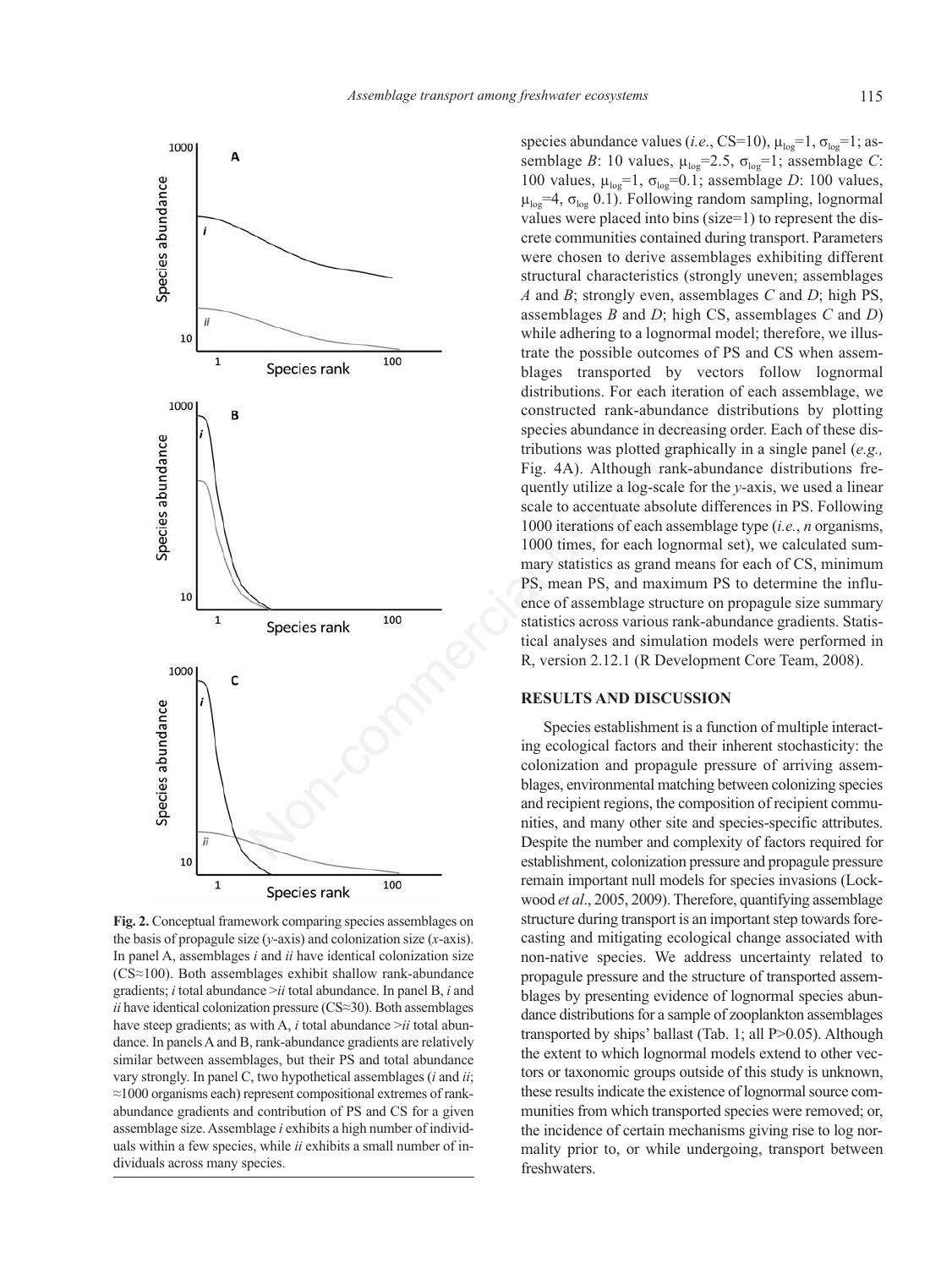species abundance values (*i.e.*, CS=10), $\mu_{log}$=1, $\sigma_{log}$=1; assemblage *B*: 10 values, $\mu_{log}$=2.5, $\sigma_{log}$=1; assemblage *C*: 100 values, $\mu_{log}$=1, $\sigma_{log}$=0.1; assemblage *D*: 100 values, $\mu_{log}$=4, $\sigma_{log}$ 0.1). Following random sampling, lognormal values were placed into bins (size=1) to represent the discrete communities contained during transport. Parameters were chosen to derive assemblages exhibiting different structural characteristics (strongly uneven; assemblages *A* and *B*; strongly even, assemblages *C* and *D*; high PS, assemblages *B* and *D*; high CS, assemblages *C* and *D*) while adhering to a lognormal model; therefore, we illustrate the possible outcomes of PS and CS when assemblages transported by vectors follow lognormal distributions. For each iteration of each assemblage, we constructed rank-abundance distributions by plotting species abundance in decreasing order. Each of these distributions was plotted graphically in a single panel (*e.g.,* Fig. 4A). Although rank-abundance distributions frequently utilize a log-scale for the *y*-axis, we used a linear scale to accentuate absolute differences in PS. Following 1000 iterations of each assemblage type (*i.e.*, *n* organisms, 1000 times, for each lognormal set), we calculated summary statistics as grand means for each of CS, minimum PS, mean PS, and maximum PS to determine the influence of assemblage structure on propagule size summary statistics across various rank-abundance gradients. Statistical analyses and simulation models were performed in R, version 2.12.1 (R Development Core Team, 2008).

**Fig. 2.** Conceptual framework comparing species assemblages on the basis of propagule size (*y*-axis) and colonization size (*x*-axis). In panel A, assemblages *i* and *ii* have identical colonization size (CS≈100). Both assemblages exhibit shallow rank-abundance gradients; *i* total abundance >*ii* total abundance. In panel B, *i* and *ii* have identical colonization pressure (CS≈30). Both assemblages have steep gradients; as with A, *i* total abundance >*ii* total abundance. In panels A and B, rank-abundance gradients are relatively similar between assemblages, but their PS and total abundance vary strongly. In panel C, two hypothetical assemblages (*i* and *ii*; ≈1000 organisms each) represent compositional extremes of rank-abundance gradients and contribution of PS and CS for a given assemblage size. Assemblage *i* exhibits a high number of individuals within a few species, while *ii* exhibits a small number of individuals across many species.

## RESULTS AND DISCUSSION

Species establishment is a function of multiple interacting ecological factors and their inherent stochasticity: the colonization and propagule pressure of arriving assemblages, environmental matching between colonizing species and recipient regions, the composition of recipient communities, and many other site and species-specific attributes. Despite the number and complexity of factors required for establishment, colonization pressure and propagule pressure remain important null models for species invasions (Lockwood *et al*., 2005, 2009). Therefore, quantifying assemblage structure during transport is an important step towards forecasting and mitigating ecological change associated with non-native species. We address uncertainty related to propagule pressure and the structure of transported assemblages by presenting evidence of lognormal species abundance distributions for a sample of zooplankton assemblages transported by ships' ballast (Tab. 1; all P>0.05). Although the extent to which lognormal models extend to other vectors or taxonomic groups outside of this study is unknown, these results indicate the existence of lognormal source communities from which transported species were removed; or, the incidence of certain mechanisms giving rise to log normality prior to, or while undergoing, transport between freshwaters.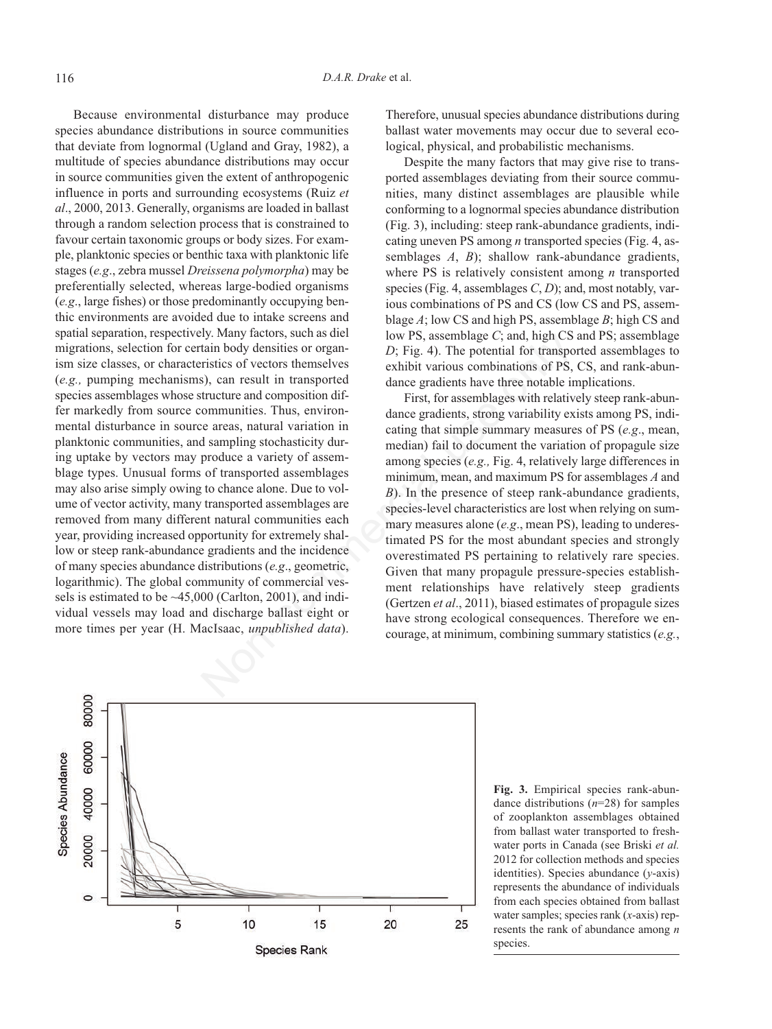Because environmental disturbance may produce species abundance distributions in source communities that deviate from lognormal (Ugland and Gray, 1982), a multitude of species abundance distributions may occur in source communities given the extent of anthropogenic influence in ports and surrounding ecosystems (Ruiz *et al*., 2000, 2013. Generally, organisms are loaded in ballast through a random selection process that is constrained to favour certain taxonomic groups or body sizes. For example, planktonic species or benthic taxa with planktonic life stages (*e.g*., zebra mussel *Dreissena polymorpha*) may be preferentially selected, whereas large-bodied organisms (*e.g*., large fishes) or those predominantly occupying benthic environments are avoided due to intake screens and spatial separation, respectively. Many factors, such as diel migrations, selection for certain body densities or organism size classes, or characteristics of vectors themselves (*e.g.,* pumping mechanisms), can result in transported species assemblages whose structure and composition differ markedly from source communities. Thus, environmental disturbance in source areas, natural variation in planktonic communities, and sampling stochasticity during uptake by vectors may produce a variety of assemblage types. Unusual forms of transported assemblages may also arise simply owing to chance alone. Due to volume of vector activity, many transported assemblages are removed from many different natural communities each year, providing increased opportunity for extremely shallow or steep rank-abundance gradients and the incidence of many species abundance distributions (*e.g*., geometric, logarithmic). The global community of commercial vessels is estimated to be ~45,000 (Carlton, 2001), and individual vessels may load and discharge ballast eight or more times per year (H. MacIsaac, *unpublished data*). Therefore, unusual species abundance distributions during ballast water movements may occur due to several ecological, physical, and probabilistic mechanisms.

Despite the many factors that may give rise to transported assemblages deviating from their source communities, many distinct assemblages are plausible while conforming to a lognormal species abundance distribution (Fig. 3), including: steep rank-abundance gradients, indicating uneven PS among *n* transported species (Fig. 4, assemblages *A*, *B*); shallow rank-abundance gradients, where PS is relatively consistent among *n* transported species (Fig. 4, assemblages *C*, *D*); and, most notably, various combinations of PS and CS (low CS and PS, assemblage *A*; low CS and high PS, assemblage *B*; high CS and low PS, assemblage *C*; and, high CS and PS; assemblage *D*; Fig. 4). The potential for transported assemblages to exhibit various combinations of PS, CS, and rank-abundance gradients have three notable implications.

First, for assemblages with relatively steep rank-abundance gradients, strong variability exists among PS, indicating that simple summary measures of PS (*e.g*., mean, median) fail to document the variation of propagule size among species (*e.g.,* Fig. 4, relatively large differences in minimum, mean, and maximum PS for assemblages *A* and *B*). In the presence of steep rank-abundance gradients, species-level characteristics are lost when relying on summary measures alone (*e.g*., mean PS), leading to underestimated PS for the most abundant species and strongly overestimated PS pertaining to relatively rare species. Given that many propagule pressure-species establishment relationships have relatively steep gradients (Gertzen *et al*., 2011), biased estimates of propagule sizes have strong ecological consequences. Therefore we encourage, at minimum, combining summary statistics (*e.g.*,

**Fig. 3.** Empirical species rank-abundance distributions ($n$=28) for samples of zooplankton assemblages obtained from ballast water transported to freshwater ports in Canada (see Briski *et al.* 2012 for collection methods and species identities). Species abundance ($y$-axis) represents the abundance of individuals from each species obtained from ballast water samples; species rank ($x$-axis) represents the rank of abundance among $n$ species.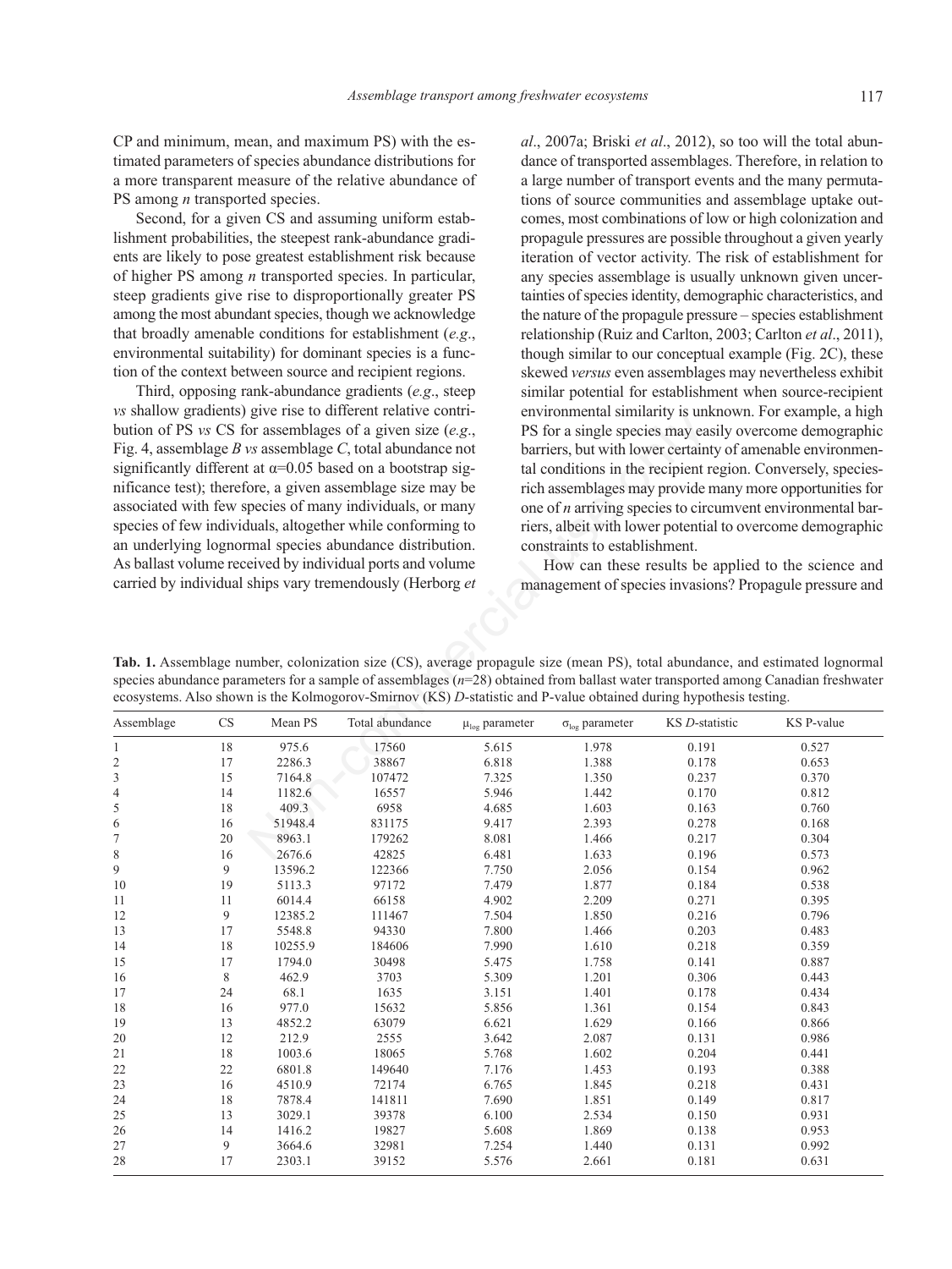CP and minimum, mean, and maximum PS) with the estimated parameters of species abundance distributions for a more transparent measure of the relative abundance of PS among *n* transported species.

Second, for a given CS and assuming uniform establishment probabilities, the steepest rank-abundance gradients are likely to pose greatest establishment risk because of higher PS among *n* transported species. In particular, steep gradients give rise to disproportionally greater PS among the most abundant species, though we acknowledge that broadly amenable conditions for establishment (*e.g*., environmental suitability) for dominant species is a function of the context between source and recipient regions.

Third, opposing rank-abundance gradients (*e.g*., steep *vs* shallow gradients) give rise to different relative contribution of PS *vs* CS for assemblages of a given size (*e.g*., Fig. 4, assemblage *B vs* assemblage *C*, total abundance not significantly different at $\alpha$=0.05 based on a bootstrap significance test); therefore, a given assemblage size may be associated with few species of many individuals, or many species of few individuals, altogether while conforming to an underlying lognormal species abundance distribution. As ballast volume received by individual ports and volume carried by individual ships vary tremendously (Herborg *et al*., 2007a; Briski *et al*., 2012), so too will the total abundance of transported assemblages. Therefore, in relation to a large number of transport events and the many permutations of source communities and assemblage uptake outcomes, most combinations of low or high colonization and propagule pressures are possible throughout a given yearly iteration of vector activity. The risk of establishment for any species assemblage is usually unknown given uncertainties of species identity, demographic characteristics, and the nature of the propagule pressure – species establishment relationship (Ruiz and Carlton, 2003; Carlton *et al*., 2011), though similar to our conceptual example (Fig. 2C), these skewed *versus* even assemblages may nevertheless exhibit similar potential for establishment when source-recipient environmental similarity is unknown. For example, a high PS for a single species may easily overcome demographic barriers, but with lower certainty of amenable environmental conditions in the recipient region. Conversely, species-rich assemblages may provide many more opportunities for one of *n* arriving species to circumvent environmental barriers, albeit with lower potential to overcome demographic constraints to establishment.

How can these results be applied to the science and management of species invasions? Propagule pressure and

**Tab. 1.** Assemblage number, colonization size (CS), average propagule size (mean PS), total abundance, and estimated lognormal species abundance parameters for a sample of assemblages ($n$=28) obtained from ballast water transported among Canadian freshwater ecosystems. Also shown is the Kolmogorov-Smirnov (KS) *D*-statistic and P-value obtained during hypothesis testing.

| Assemblage | CS | Mean PS | Total abundance | $\mu_{log}$ parameter | $\sigma_{log}$ parameter | KS *D*-statistic | KS P-value |
|---|---|---|---|---|---|---|---|
| 1 | 18 | 975.6 | 17560 | 5.615 | 1.978 | 0.191 | 0.527 |
| 2 | 17 | 2286.3 | 38867 | 6.818 | 1.388 | 0.178 | 0.653 |
| 3 | 15 | 7164.8 | 107472 | 7.325 | 1.350 | 0.237 | 0.370 |
| 4 | 14 | 1182.6 | 16557 | 5.946 | 1.442 | 0.170 | 0.812 |
| 5 | 18 | 409.3 | 6958 | 4.685 | 1.603 | 0.163 | 0.760 |
| 6 | 16 | 51948.4 | 831175 | 9.417 | 2.393 | 0.278 | 0.168 |
| 7 | 20 | 8963.1 | 179262 | 8.081 | 1.466 | 0.217 | 0.304 |
| 8 | 16 | 2676.6 | 42825 | 6.481 | 1.633 | 0.196 | 0.573 |
| 9 | 9 | 13596.2 | 122366 | 7.750 | 2.056 | 0.154 | 0.962 |
| 10 | 19 | 5113.3 | 97172 | 7.479 | 1.877 | 0.184 | 0.538 |
| 11 | 11 | 6014.4 | 66158 | 4.902 | 2.209 | 0.271 | 0.395 |
| 12 | 9 | 12385.2 | 111467 | 7.504 | 1.850 | 0.216 | 0.796 |
| 13 | 17 | 5548.8 | 94330 | 7.800 | 1.466 | 0.203 | 0.483 |
| 14 | 18 | 10255.9 | 184606 | 7.990 | 1.610 | 0.218 | 0.359 |
| 15 | 17 | 1794.0 | 30498 | 5.475 | 1.758 | 0.141 | 0.887 |
| 16 | 8 | 462.9 | 3703 | 5.309 | 1.201 | 0.306 | 0.443 |
| 17 | 24 | 68.1 | 1635 | 3.151 | 1.401 | 0.178 | 0.434 |
| 18 | 16 | 977.0 | 15632 | 5.856 | 1.361 | 0.154 | 0.843 |
| 19 | 13 | 4852.2 | 63079 | 6.621 | 1.629 | 0.166 | 0.866 |
| 20 | 12 | 212.9 | 2555 | 3.642 | 2.087 | 0.131 | 0.986 |
| 21 | 18 | 1003.6 | 18065 | 5.768 | 1.602 | 0.204 | 0.441 |
| 22 | 22 | 6801.8 | 149640 | 7.176 | 1.453 | 0.193 | 0.388 |
| 23 | 16 | 4510.9 | 72174 | 6.765 | 1.845 | 0.218 | 0.431 |
| 24 | 18 | 7878.4 | 141811 | 7.690 | 1.851 | 0.149 | 0.817 |
| 25 | 13 | 3029.1 | 39378 | 6.100 | 2.534 | 0.150 | 0.931 |
| 26 | 14 | 1416.2 | 19827 | 5.608 | 1.869 | 0.138 | 0.953 |
| 27 | 9 | 3664.6 | 32981 | 7.254 | 1.440 | 0.131 | 0.992 |
| 28 | 17 | 2303.1 | 39152 | 5.576 | 2.661 | 0.181 | 0.631 |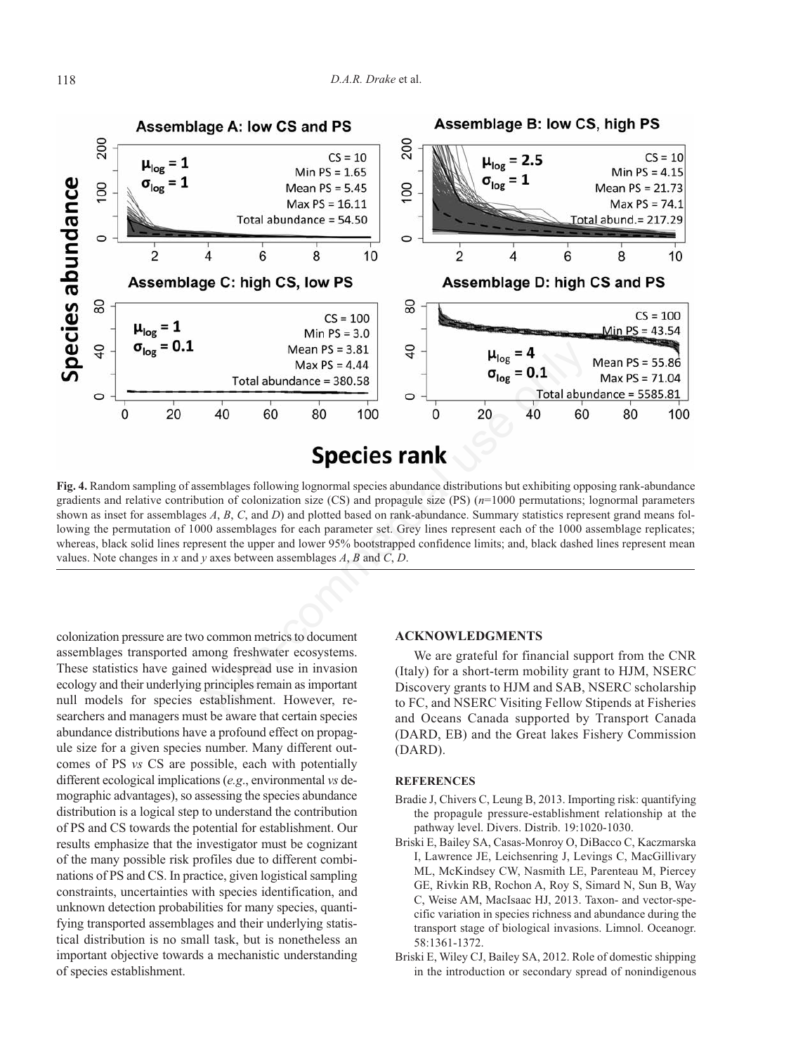**Fig. 4.** Random sampling of assemblages following lognormal species abundance distributions but exhibiting opposing rank-abundance gradients and relative contribution of colonization size (CS) and propagule size (PS) ($n$=1000 permutations; lognormal parameters shown as inset for assemblages *A*, *B*, *C*, and *D*) and plotted based on rank-abundance. Summary statistics represent grand means following the permutation of 1000 assemblages for each parameter set. Grey lines represent each of the 1000 assemblage replicates; whereas, black solid lines represent the upper and lower 95% bootstrapped confidence limits; and, black dashed lines represent mean values. Note changes in *x* and *y* axes between assemblages *A*, *B* and *C*, *D*.

colonization pressure are two common metrics to document assemblages transported among freshwater ecosystems. These statistics have gained widespread use in invasion ecology and their underlying principles remain as important null models for species establishment. However, researchers and managers must be aware that certain species abundance distributions have a profound effect on propagule size for a given species number. Many different outcomes of PS *vs* CS are possible, each with potentially different ecological implications (*e.g*., environmental *vs* demographic advantages), so assessing the species abundance distribution is a logical step to understand the contribution of PS and CS towards the potential for establishment. Our results emphasize that the investigator must be cognizant of the many possible risk profiles due to different combinations of PS and CS. In practice, given logistical sampling constraints, uncertainties with species identification, and unknown detection probabilities for many species, quantifying transported assemblages and their underlying statistical distribution is no small task, but is nonetheless an important objective towards a mechanistic understanding of species establishment.

## ACKNOWLEDGMENTS

We are grateful for financial support from the CNR (Italy) for a short-term mobility grant to HJM, NSERC Discovery grants to HJM and SAB, NSERC scholarship to FC, and NSERC Visiting Fellow Stipends at Fisheries and Oceans Canada supported by Transport Canada (DARD, EB) and the Great lakes Fishery Commission (DARD).

## REFERENCES

Bradie J, Chivers C, Leung B, 2013. Importing risk: quantifying the propagule pressure-establishment relationship at the pathway level. Divers. Distrib. 19:1020-1030.

Briski E, Bailey SA, Casas-Monroy O, DiBacco C, Kaczmarska I, Lawrence JE, Leichsenring J, Levings C, MacGillivary ML, McKindsey CW, Nasmith LE, Parenteau M, Piercey GE, Rivkin RB, Rochon A, Roy S, Simard N, Sun B, Way C, Weise AM, MacIsaac HJ, 2013. Taxon- and vector-specific variation in species richness and abundance during the transport stage of biological invasions. Limnol. Oceanogr. 58:1361-1372.

Briski E, Wiley CJ, Bailey SA, 2012. Role of domestic shipping in the introduction or secondary spread of nonindigenous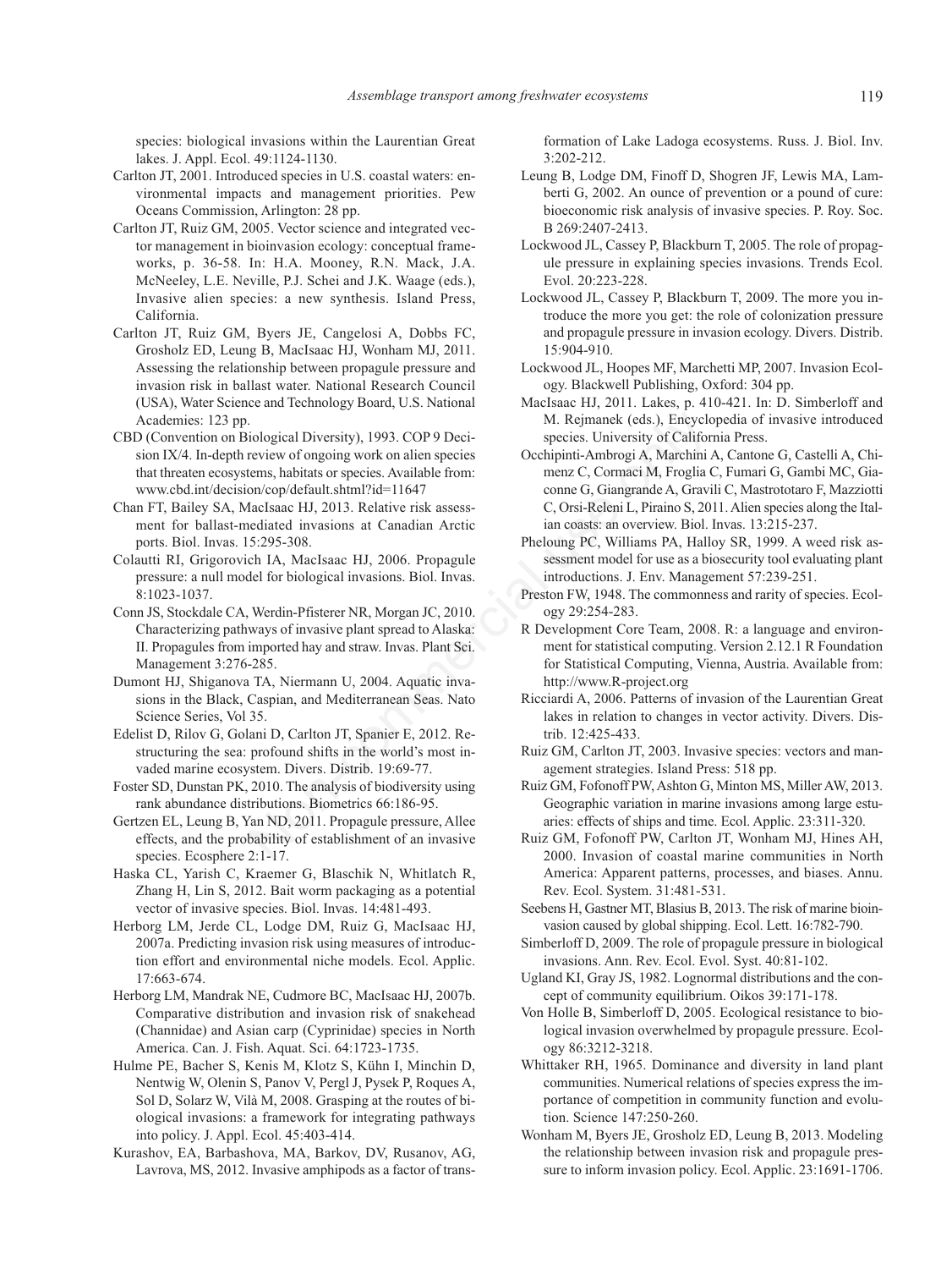species: biological invasions within the Laurentian Great lakes. J. Appl. Ecol. 49:1124-1130.

Carlton JT, 2001. Introduced species in U.S. coastal waters: environmental impacts and management priorities. Pew Oceans Commission, Arlington: 28 pp.

Carlton JT, Ruiz GM, 2005. Vector science and integrated vector management in bioinvasion ecology: conceptual frameworks, p. 36-58. In: H.A. Mooney, R.N. Mack, J.A. McNeeley, L.E. Neville, P.J. Schei and J.K. Waage (eds.), Invasive alien species: a new synthesis. Island Press, California.

Carlton JT, Ruiz GM, Byers JE, Cangelosi A, Dobbs FC, Grosholz ED, Leung B, MacIsaac HJ, Wonham MJ, 2011. Assessing the relationship between propagule pressure and invasion risk in ballast water. National Research Council (USA), Water Science and Technology Board, U.S. National Academies: 123 pp.

CBD (Convention on Biological Diversity), 1993. COP 9 Decision IX/4. In-depth review of ongoing work on alien species that threaten ecosystems, habitats or species. Available from: www.cbd.int/decision/cop/default.shtml?id=11647

Chan FT, Bailey SA, MacIsaac HJ, 2013. Relative risk assessment for ballast-mediated invasions at Canadian Arctic ports. Biol. Invas. 15:295-308.

Colautti RI, Grigorovich IA, MacIsaac HJ, 2006. Propagule pressure: a null model for biological invasions. Biol. Invas. 8:1023-1037.

Conn JS, Stockdale CA, Werdin-Pfisterer NR, Morgan JC, 2010. Characterizing pathways of invasive plant spread to Alaska: II. Propagules from imported hay and straw. Invas. Plant Sci. Management 3:276-285.

Dumont HJ, Shiganova TA, Niermann U, 2004. Aquatic invasions in the Black, Caspian, and Mediterranean Seas. Nato Science Series, Vol 35.

Edelist D, Rilov G, Golani D, Carlton JT, Spanier E, 2012. Restructuring the sea: profound shifts in the world's most invaded marine ecosystem. Divers. Distrib. 19:69-77.

Foster SD, Dunstan PK, 2010. The analysis of biodiversity using rank abundance distributions. Biometrics 66:186-95.

Gertzen EL, Leung B, Yan ND, 2011. Propagule pressure, Allee effects, and the probability of establishment of an invasive species. Ecosphere 2:1-17.

Haska CL, Yarish C, Kraemer G, Blaschik N, Whitlatch R, Zhang H, Lin S, 2012. Bait worm packaging as a potential vector of invasive species. Biol. Invas. 14:481-493.

Herborg LM, Jerde CL, Lodge DM, Ruiz G, MacIsaac HJ, 2007a. Predicting invasion risk using measures of introduction effort and environmental niche models. Ecol. Applic. 17:663-674.

Herborg LM, Mandrak NE, Cudmore BC, MacIsaac HJ, 2007b. Comparative distribution and invasion risk of snakehead (Channidae) and Asian carp (Cyprinidae) species in North America. Can. J. Fish. Aquat. Sci. 64:1723-1735.

Hulme PE, Bacher S, Kenis M, Klotz S, Kühn I, Minchin D, Nentwig W, Olenin S, Panov V, Pergl J, Pysek P, Roques A, Sol D, Solarz W, Vilà M, 2008. Grasping at the routes of biological invasions: a framework for integrating pathways into policy. J. Appl. Ecol. 45:403-414.

Kurashov, EA, Barbashova, MA, Barkov, DV, Rusanov, AG, Lavrova, MS, 2012. Invasive amphipods as a factor of transformation of Lake Ladoga ecosystems. Russ. J. Biol. Inv. 3:202-212.

Leung B, Lodge DM, Finoff D, Shogren JF, Lewis MA, Lamberti G, 2002. An ounce of prevention or a pound of cure: bioeconomic risk analysis of invasive species. P. Roy. Soc. B 269:2407-2413.

Lockwood JL, Cassey P, Blackburn T, 2005. The role of propagule pressure in explaining species invasions. Trends Ecol. Evol. 20:223-228.

Lockwood JL, Cassey P, Blackburn T, 2009. The more you introduce the more you get: the role of colonization pressure and propagule pressure in invasion ecology. Divers. Distrib. 15:904-910.

Lockwood JL, Hoopes MF, Marchetti MP, 2007. Invasion Ecology. Blackwell Publishing, Oxford: 304 pp.

MacIsaac HJ, 2011. Lakes, p. 410-421. In: D. Simberloff and M. Rejmanek (eds.), Encyclopedia of invasive introduced species. University of California Press.

Occhipinti-Ambrogi A, Marchini A, Cantone G, Castelli A, Chimenz C, Cormaci M, Froglia C, Fumari G, Gambi MC, Giaconne G, Giangrande A, Gravili C, Mastrototaro F, Mazziotti C, Orsi-Releni L, Piraino S, 2011. Alien species along the Italian coasts: an overview. Biol. Invas. 13:215-237.

Pheloung PC, Williams PA, Halloy SR, 1999. A weed risk assessment model for use as a biosecurity tool evaluating plant introductions. J. Env. Management 57:239-251.

Preston FW, 1948. The commonness and rarity of species. Ecology 29:254-283.

R Development Core Team, 2008. R: a language and environment for statistical computing. Version 2.12.1 R Foundation for Statistical Computing, Vienna, Austria. Available from: http://www.R-project.org

Ricciardi A, 2006. Patterns of invasion of the Laurentian Great lakes in relation to changes in vector activity. Divers. Distrib. 12:425-433.

Ruiz GM, Carlton JT, 2003. Invasive species: vectors and management strategies. Island Press: 518 pp.

Ruiz GM, Fofonoff PW, Ashton G, Minton MS, Miller AW, 2013. Geographic variation in marine invasions among large estuaries: effects of ships and time. Ecol. Applic. 23:311-320.

Ruiz GM, Fofonoff PW, Carlton JT, Wonham MJ, Hines AH, 2000. Invasion of coastal marine communities in North America: Apparent patterns, processes, and biases. Annu. Rev. Ecol. System. 31:481-531.

Seebens H, Gastner MT, Blasius B, 2013. The risk of marine bioinvasion caused by global shipping. Ecol. Lett. 16:782-790.

Simberloff D, 2009. The role of propagule pressure in biological invasions. Ann. Rev. Ecol. Evol. Syst. 40:81-102.

Ugland KI, Gray JS, 1982. Lognormal distributions and the concept of community equilibrium. Oikos 39:171-178.

Von Holle B, Simberloff D, 2005. Ecological resistance to biological invasion overwhelmed by propagule pressure. Ecology 86:3212-3218.

Whittaker RH, 1965. Dominance and diversity in land plant communities. Numerical relations of species express the importance of competition in community function and evolution. Science 147:250-260.

Wonham M, Byers JE, Grosholz ED, Leung B, 2013. Modeling the relationship between invasion risk and propagule pressure to inform invasion policy. Ecol. Applic. 23:1691-1706.